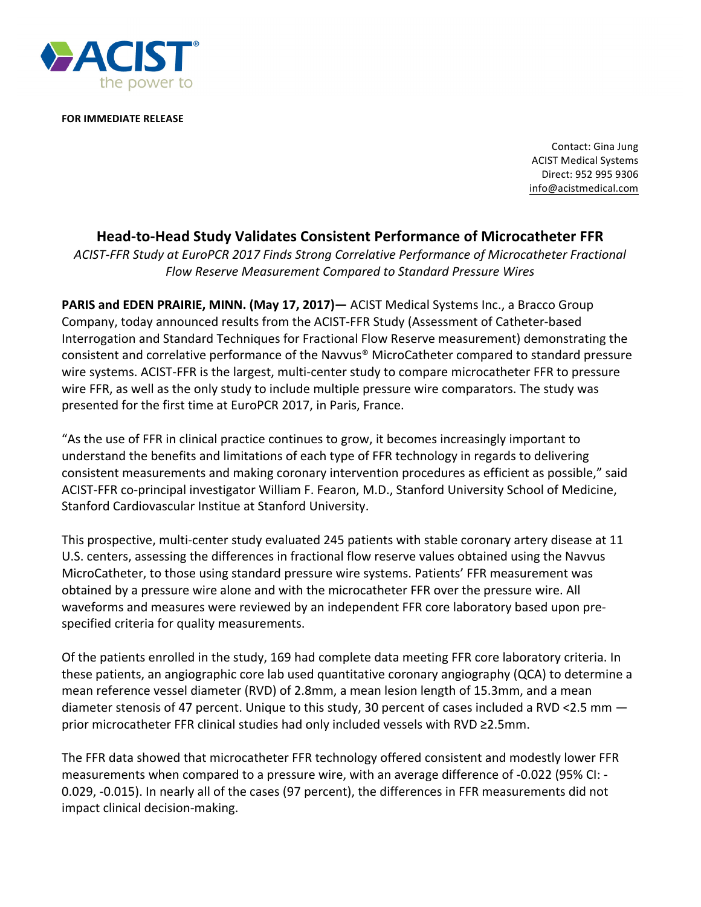ACIST
the power to

**FOR IMMEDIATE RELEASE**

Contact: Gina Jung
ACIST Medical Systems
Direct: 952 995 9306
info@acistmedical.com

## Head-to-Head Study Validates Consistent Performance of Microcatheter FFR

*ACIST-FFR Study at EuroPCR 2017 Finds Strong Correlative Performance of Microcatheter Fractional Flow Reserve Measurement Compared to Standard Pressure Wires*

**PARIS and EDEN PRAIRIE, MINN. (May 17, 2017)—** ACIST Medical Systems Inc., a Bracco Group Company, today announced results from the ACIST-FFR Study (Assessment of Catheter-based Interrogation and Standard Techniques for Fractional Flow Reserve measurement) demonstrating the consistent and correlative performance of the Navvus® MicroCatheter compared to standard pressure wire systems. ACIST-FFR is the largest, multi-center study to compare microcatheter FFR to pressure wire FFR, as well as the only study to include multiple pressure wire comparators. The study was presented for the first time at EuroPCR 2017, in Paris, France.

"As the use of FFR in clinical practice continues to grow, it becomes increasingly important to understand the benefits and limitations of each type of FFR technology in regards to delivering consistent measurements and making coronary intervention procedures as efficient as possible," said ACIST-FFR co-principal investigator William F. Fearon, M.D., Stanford University School of Medicine, Stanford Cardiovascular Institue at Stanford University.

This prospective, multi-center study evaluated 245 patients with stable coronary artery disease at 11 U.S. centers, assessing the differences in fractional flow reserve values obtained using the Navvus MicroCatheter, to those using standard pressure wire systems. Patients' FFR measurement was obtained by a pressure wire alone and with the microcatheter FFR over the pressure wire. All waveforms and measures were reviewed by an independent FFR core laboratory based upon pre-specified criteria for quality measurements.

Of the patients enrolled in the study, 169 had complete data meeting FFR core laboratory criteria. In these patients, an angiographic core lab used quantitative coronary angiography (QCA) to determine a mean reference vessel diameter (RVD) of 2.8mm, a mean lesion length of 15.3mm, and a mean diameter stenosis of 47 percent. Unique to this study, 30 percent of cases included a RVD <2.5 mm — prior microcatheter FFR clinical studies had only included vessels with RVD ≥2.5mm.

The FFR data showed that microcatheter FFR technology offered consistent and modestly lower FFR measurements when compared to a pressure wire, with an average difference of -0.022 (95% CI: -0.029, -0.015). In nearly all of the cases (97 percent), the differences in FFR measurements did not impact clinical decision-making.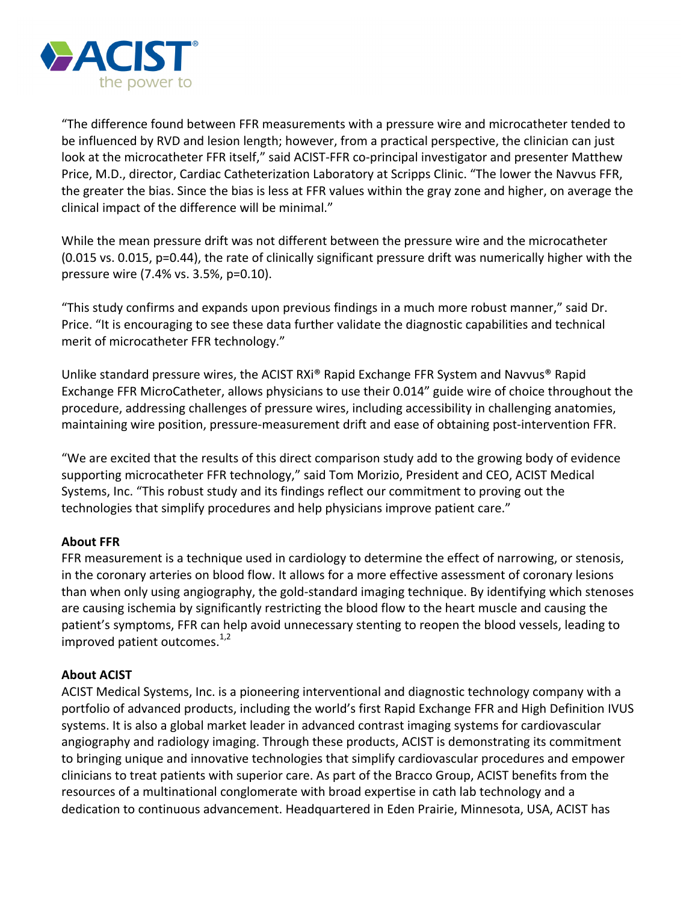"The difference found between FFR measurements with a pressure wire and microcatheter tended to be influenced by RVD and lesion length; however, from a practical perspective, the clinician can just look at the microcatheter FFR itself," said ACIST-FFR co-principal investigator and presenter Matthew Price, M.D., director, Cardiac Catheterization Laboratory at Scripps Clinic. "The lower the Navvus FFR, the greater the bias. Since the bias is less at FFR values within the gray zone and higher, on average the clinical impact of the difference will be minimal."

While the mean pressure drift was not different between the pressure wire and the microcatheter (0.015 vs. 0.015, p=0.44), the rate of clinically significant pressure drift was numerically higher with the pressure wire (7.4% vs. 3.5%, p=0.10).

"This study confirms and expands upon previous findings in a much more robust manner," said Dr. Price. "It is encouraging to see these data further validate the diagnostic capabilities and technical merit of microcatheter FFR technology."

Unlike standard pressure wires, the ACIST RXi® Rapid Exchange FFR System and Navvus® Rapid Exchange FFR MicroCatheter, allows physicians to use their 0.014" guide wire of choice throughout the procedure, addressing challenges of pressure wires, including accessibility in challenging anatomies, maintaining wire position, pressure-measurement drift and ease of obtaining post-intervention FFR.

"We are excited that the results of this direct comparison study add to the growing body of evidence supporting microcatheter FFR technology," said Tom Morizio, President and CEO, ACIST Medical Systems, Inc. "This robust study and its findings reflect our commitment to proving out the technologies that simplify procedures and help physicians improve patient care."

**About FFR**

FFR measurement is a technique used in cardiology to determine the effect of narrowing, or stenosis, in the coronary arteries on blood flow. It allows for a more effective assessment of coronary lesions than when only using angiography, the gold-standard imaging technique. By identifying which stenoses are causing ischemia by significantly restricting the blood flow to the heart muscle and causing the patient's symptoms, FFR can help avoid unnecessary stenting to reopen the blood vessels, leading to improved patient outcomes.[1,2]

**About ACIST**

ACIST Medical Systems, Inc. is a pioneering interventional and diagnostic technology company with a portfolio of advanced products, including the world's first Rapid Exchange FFR and High Definition IVUS systems. It is also a global market leader in advanced contrast imaging systems for cardiovascular angiography and radiology imaging. Through these products, ACIST is demonstrating its commitment to bringing unique and innovative technologies that simplify cardiovascular procedures and empower clinicians to treat patients with superior care. As part of the Bracco Group, ACIST benefits from the resources of a multinational conglomerate with broad expertise in cath lab technology and a dedication to continuous advancement. Headquartered in Eden Prairie, Minnesota, USA, ACIST has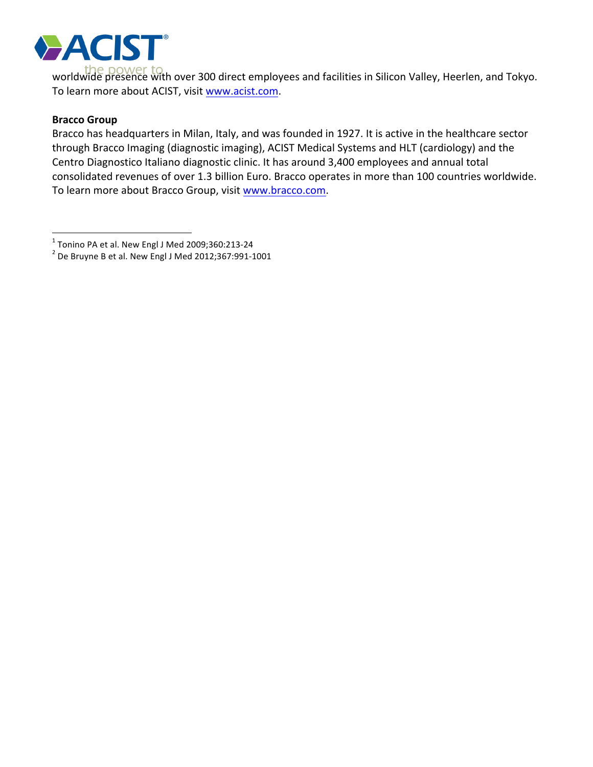worldwide presence with over 300 direct employees and facilities in Silicon Valley, Heerlen, and Tokyo. To learn more about ACIST, visit www.acist.com.

**Bracco Group**

Bracco has headquarters in Milan, Italy, and was founded in 1927. It is active in the healthcare sector through Bracco Imaging (diagnostic imaging), ACIST Medical Systems and HLT (cardiology) and the Centro Diagnostico Italiano diagnostic clinic. It has around 3,400 employees and annual total consolidated revenues of over 1.3 billion Euro. Bracco operates in more than 100 countries worldwide. To learn more about Bracco Group, visit www.bracco.com.

---

[1] Tonino PA et al. New Engl J Med 2009;360:213-24

[2] De Bruyne B et al. New Engl J Med 2012;367:991-1001